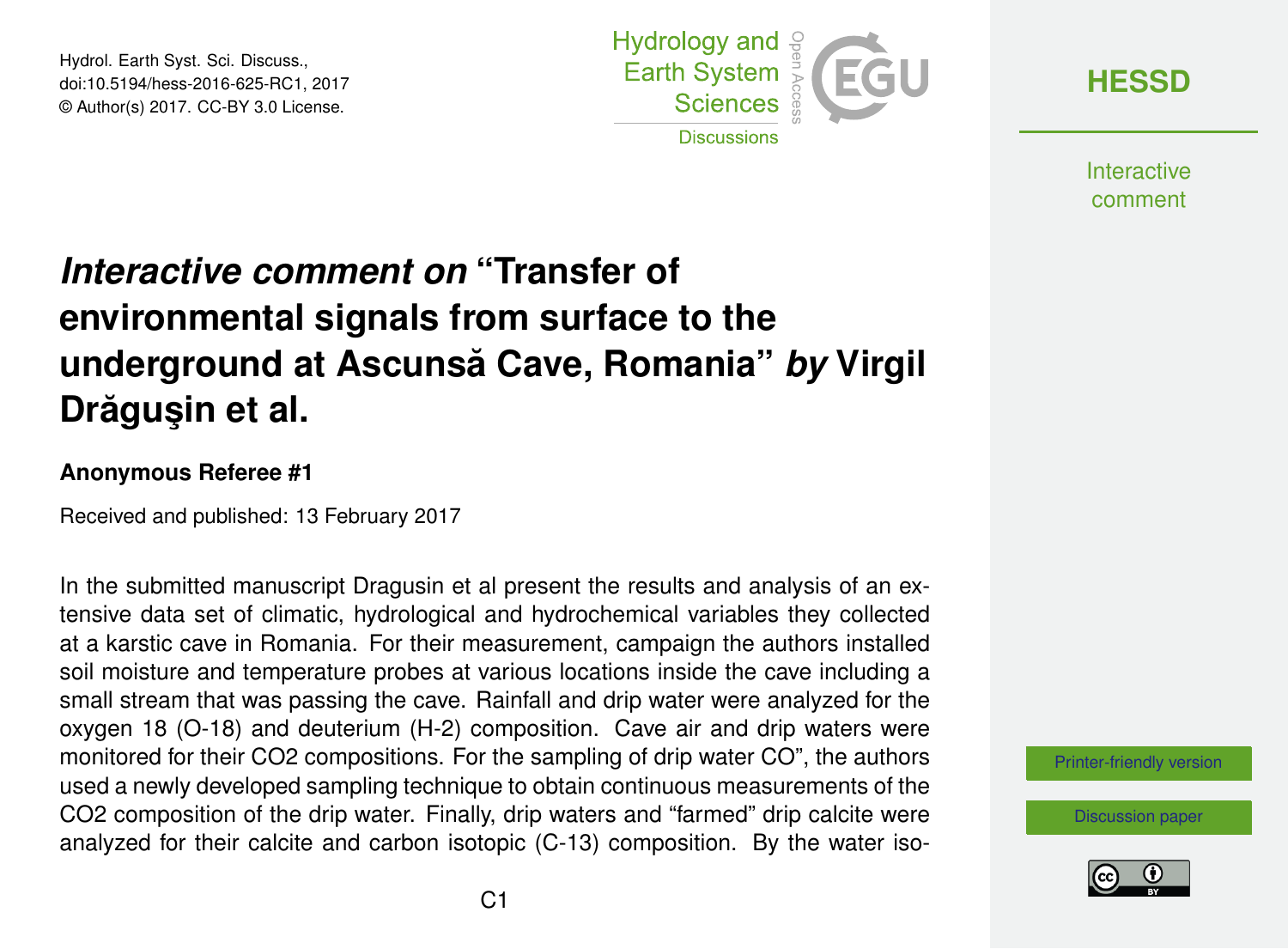# *Interactive comment on* "Transfer of environmental signals from surface to the underground at Ascunsă Cave, Romania" *by* Virgil Drăguşin et al.

**Anonymous Referee #1**

Received and published: 13 February 2017

In the submitted manuscript Dragusin et al present the results and analysis of an extensive data set of climatic, hydrological and hydrochemical variables they collected at a karstic cave in Romania. For their measurement, campaign the authors installed soil moisture and temperature probes at various locations inside the cave including a small stream that was passing the cave. Rainfall and drip water were analyzed for the oxygen 18 (O-18) and deuterium (H-2) composition. Cave air and drip waters were monitored for their CO2 compositions. For the sampling of drip water CO", the authors used a newly developed sampling technique to obtain continuous measurements of the CO2 composition of the drip water. Finally, drip waters and "farmed" drip calcite were analyzed for their calcite and carbon isotopic (C-13) composition. By the water iso-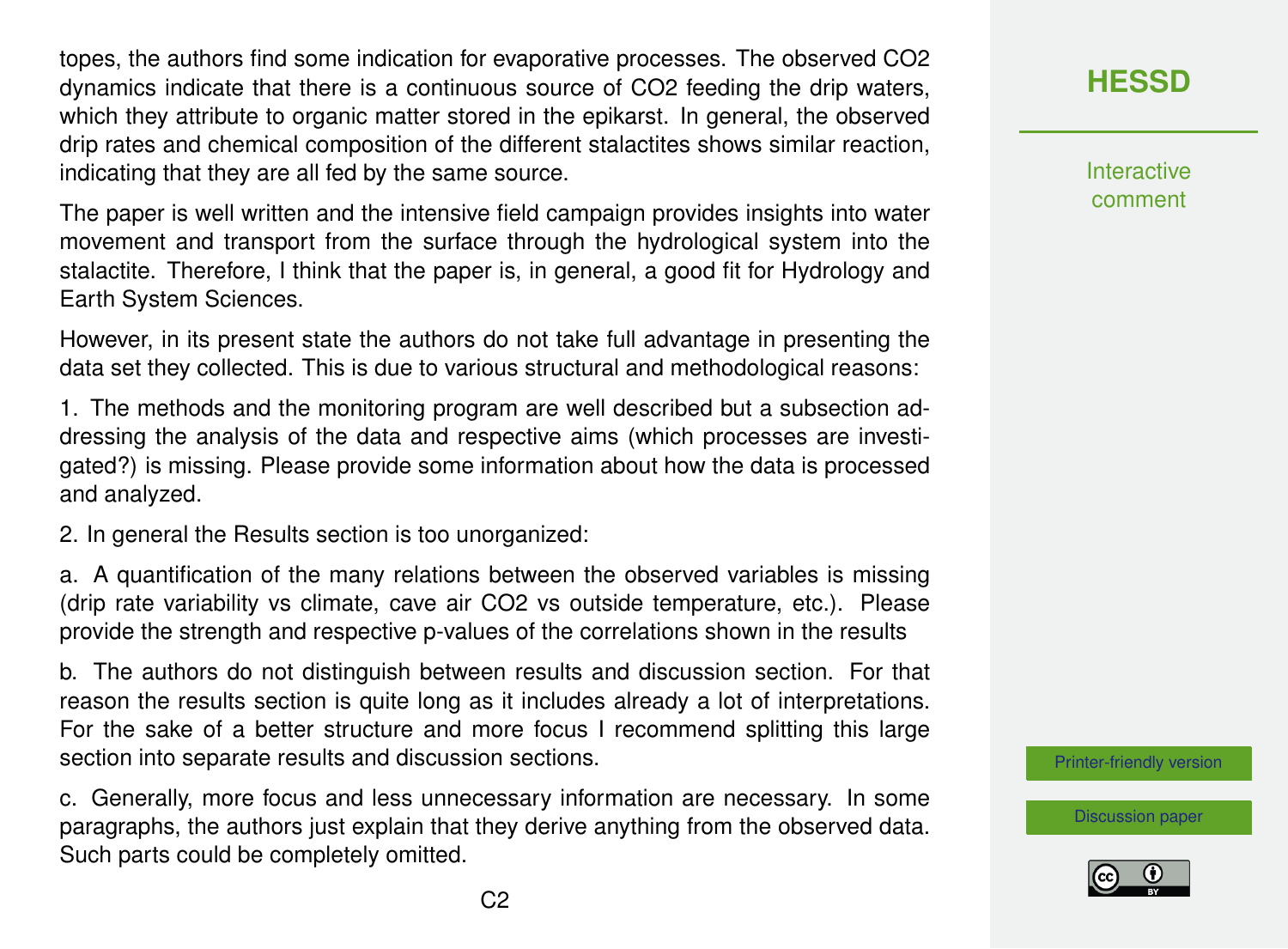topes, the authors find some indication for evaporative processes. The observed $CO_2$ dynamics indicate that there is a continuous source of $CO_2$ feeding the drip waters, which they attribute to organic matter stored in the epikarst. In general, the observed drip rates and chemical composition of the different stalactites shows similar reaction, indicating that they are all fed by the same source.

The paper is well written and the intensive field campaign provides insights into water movement and transport from the surface through the hydrological system into the stalactite. Therefore, I think that the paper is, in general, a good fit for Hydrology and Earth System Sciences.

However, in its present state the authors do not take full advantage in presenting the data set they collected. This is due to various structural and methodological reasons:

1. The methods and the monitoring program are well described but a subsection addressing the analysis of the data and respective aims (which processes are investigated?) is missing. Please provide some information about how the data is processed and analyzed.

2. In general the Results section is too unorganized:

a. A quantification of the many relations between the observed variables is missing (drip rate variability vs climate, cave air $CO_2$ vs outside temperature, etc.). Please provide the strength and respective p-values of the correlations shown in the results

b. The authors do not distinguish between results and discussion section. For that reason the results section is quite long as it includes already a lot of interpretations. For the sake of a better structure and more focus I recommend splitting this large section into separate results and discussion sections.

c. Generally, more focus and less unnecessary information are necessary. In some paragraphs, the authors just explain that they derive anything from the observed data. Such parts could be completely omitted.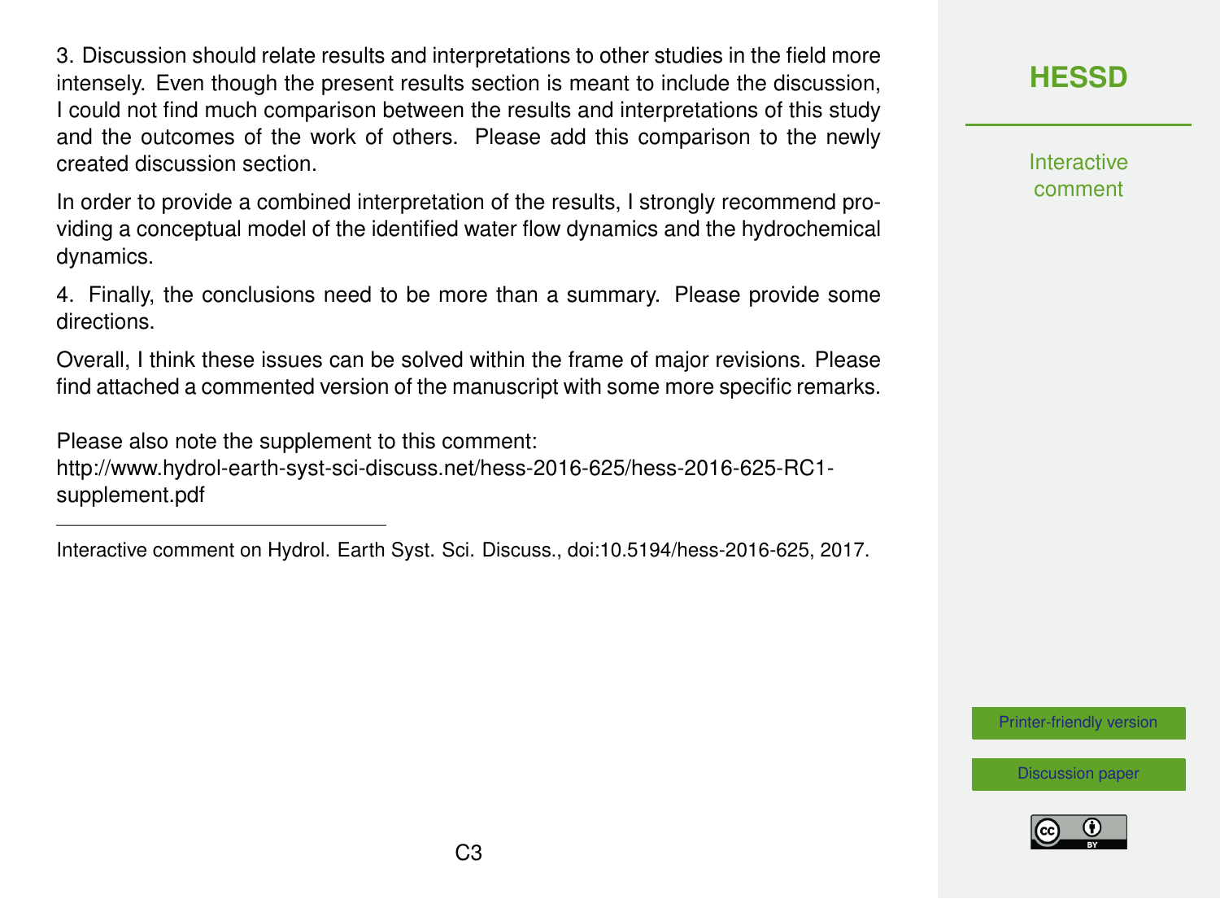3. Discussion should relate results and interpretations to other studies in the field more intensely. Even though the present results section is meant to include the discussion, I could not find much comparison between the results and interpretations of this study and the outcomes of the work of others. Please add this comparison to the newly created discussion section.

In order to provide a combined interpretation of the results, I strongly recommend providing a conceptual model of the identified water flow dynamics and the hydrochemical dynamics.

4. Finally, the conclusions need to be more than a summary. Please provide some directions.

Overall, I think these issues can be solved within the frame of major revisions. Please find attached a commented version of the manuscript with some more specific remarks.

Please also note the supplement to this comment:
http://www.hydrol-earth-syst-sci-discuss.net/hess-2016-625/hess-2016-625-RC1-supplement.pdf

---

Interactive comment on Hydrol. Earth Syst. Sci. Discuss., doi:10.5194/hess-2016-625, 2017.